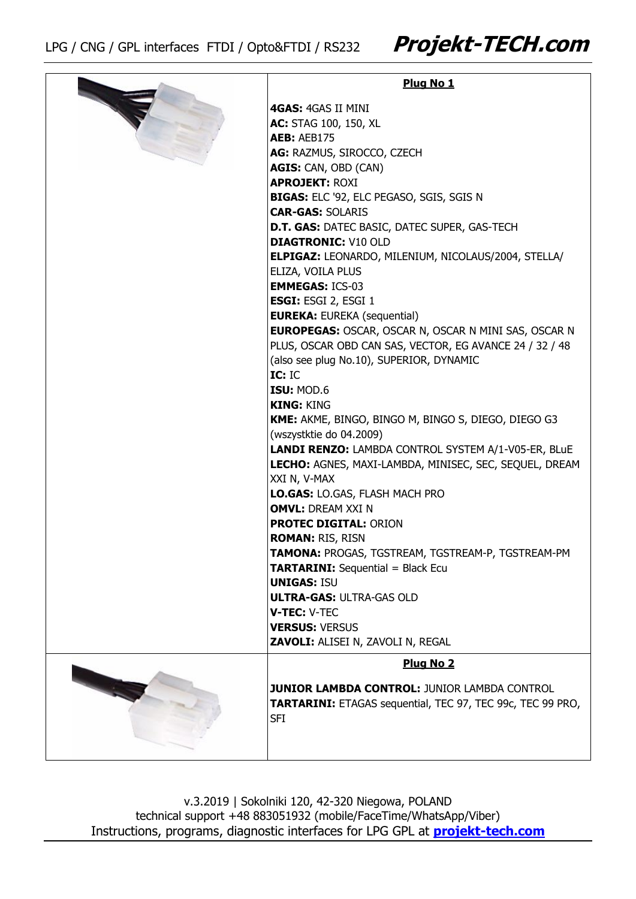| | **Plug No 1** |
|---|---|
| | **4GAS:** 4GAS II MINI<br>**AC:** STAG 100, 150, XL<br>**AEB:** AEB175<br>**AG:** RAZMUS, SIROCCO, CZECH<br>**AGIS:** CAN, OBD (CAN)<br>**APROJEKT:** ROXI<br>**BIGAS:** ELC '92, ELC PEGASO, SGIS, SGIS N<br>**CAR-GAS:** SOLARIS<br>**D.T. GAS:** DATEC BASIC, DATEC SUPER, GAS-TECH<br>**DIAGTRONIC:** V10 OLD<br>**ELPIGAZ:** LEONARDO, MILENIUM, NICOLAUS/2004, STELLA/ ELIZA, VOILA PLUS<br>**EMMEGAS:** ICS-03<br>**ESGI:** ESGI 2, ESGI 1<br>**EUREKA:** EUREKA (sequential)<br>**EUROPEGAS:** OSCAR, OSCAR N, OSCAR N MINI SAS, OSCAR N PLUS, OSCAR OBD CAN SAS, VECTOR, EG AVANCE 24 / 32 / 48 (also see plug No.10), SUPERIOR, DYNAMIC<br>**IC:** IC<br>**ISU:** MOD.6<br>**KING:** KING<br>**KME:** AKME, BINGO, BINGO M, BINGO S, DIEGO, DIEGO G3 (wszystktie do 04.2009)<br>**LANDI RENZO:** LAMBDA CONTROL SYSTEM A/1-V05-ER, BLuE<br>**LECHO:** AGNES, MAXI-LAMBDA, MINISEC, SEC, SEQUEL, DREAM XXI N, V-MAX<br>**LO.GAS:** LO.GAS, FLASH MACH PRO<br>**OMVL:** DREAM XXI N<br>**PROTEC DIGITAL:** ORION<br>**ROMAN:** RIS, RISN<br>**TAMONA:** PROGAS, TGSTREAM, TGSTREAM-P, TGSTREAM-PM<br>**TARTARINI:** Sequential = Black Ecu<br>**UNIGAS:** ISU<br>**ULTRA-GAS:** ULTRA-GAS OLD<br>**V-TEC:** V-TEC<br>**VERSUS:** VERSUS<br>**ZAVOLI:** ALISEI N, ZAVOLI N, REGAL |
| | **Plug No 2** |
| | **JUNIOR LAMBDA CONTROL:** JUNIOR LAMBDA CONTROL<br>**TARTARINI:** ETAGAS sequential, TEC 97, TEC 99c, TEC 99 PRO, SFI |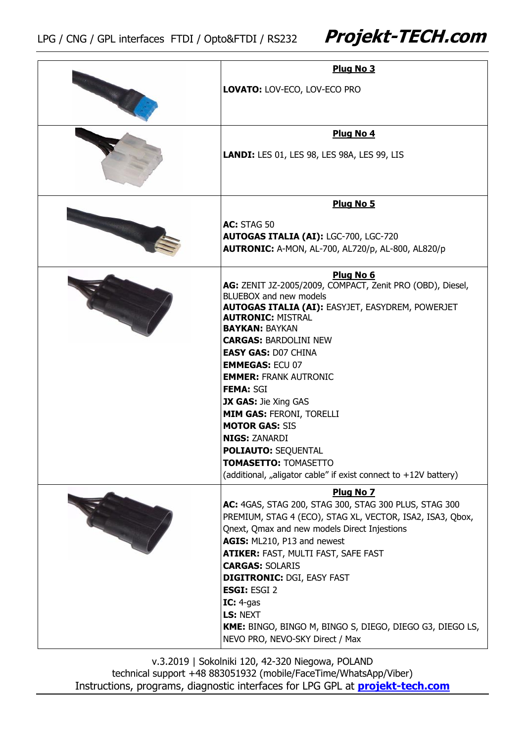| | Plug No 3 |
|---|---|
| | **Plug No 3**<br><br>**LOVATO:** LOV-ECO, LOV-ECO PRO |
| | **Plug No 4**<br><br>**LANDI:** LES 01, LES 98, LES 98A, LES 99, LIS |
| | **Plug No 5**<br><br>**AC:** STAG 50<br>**AUTOGAS ITALIA (AI):** LGC-700, LGC-720<br>**AUTRONIC:** A-MON, AL-700, AL720/p, AL-800, AL820/p |
| | **Plug No 6**<br>**AG:** ZENIT JZ-2005/2009, COMPACT, Zenit PRO (OBD), Diesel, BLUEBOX and new models<br>**AUTOGAS ITALIA (AI):** EASYJET, EASYDREM, POWERJET<br>**AUTRONIC:** MISTRAL<br>**BAYKAN:** BAYKAN<br>**CARGAS:** BARDOLINI NEW<br>**EASY GAS:** D07 CHINA<br>**EMMEGAS:** ECU 07<br>**EMMER:** FRANK AUTRONIC<br>**FEMA:** SGI<br>**JX GAS:** Jie Xing GAS<br>**MIM GAS:** FERONI, TORELLI<br>**MOTOR GAS:** SIS<br>**NIGS:** ZANARDI<br>**POLIAUTO:** SEQUENTAL<br>**TOMASETTO:** TOMASETTO<br>(additional, „aligator cable" if exist connect to +12V battery) |
| | **Plug No 7**<br>**AC:** 4GAS, STAG 200, STAG 300, STAG 300 PLUS, STAG 300 PREMIUM, STAG 4 (ECO), STAG XL, VECTOR, ISA2, ISA3, Qbox, Qnext, Qmax and new models Direct Injestions<br>**AGIS:** ML210, P13 and newest<br>**ATIKER:** FAST, MULTI FAST, SAFE FAST<br>**CARGAS:** SOLARIS<br>**DIGITRONIC:** DGI, EASY FAST<br>**ESGI:** ESGI 2<br>**IC:** 4-gas<br>**LS:** NEXT<br>**KME:** BINGO, BINGO M, BINGO S, DIEGO, DIEGO G3, DIEGO LS, NEVO PRO, NEVO-SKY Direct / Max |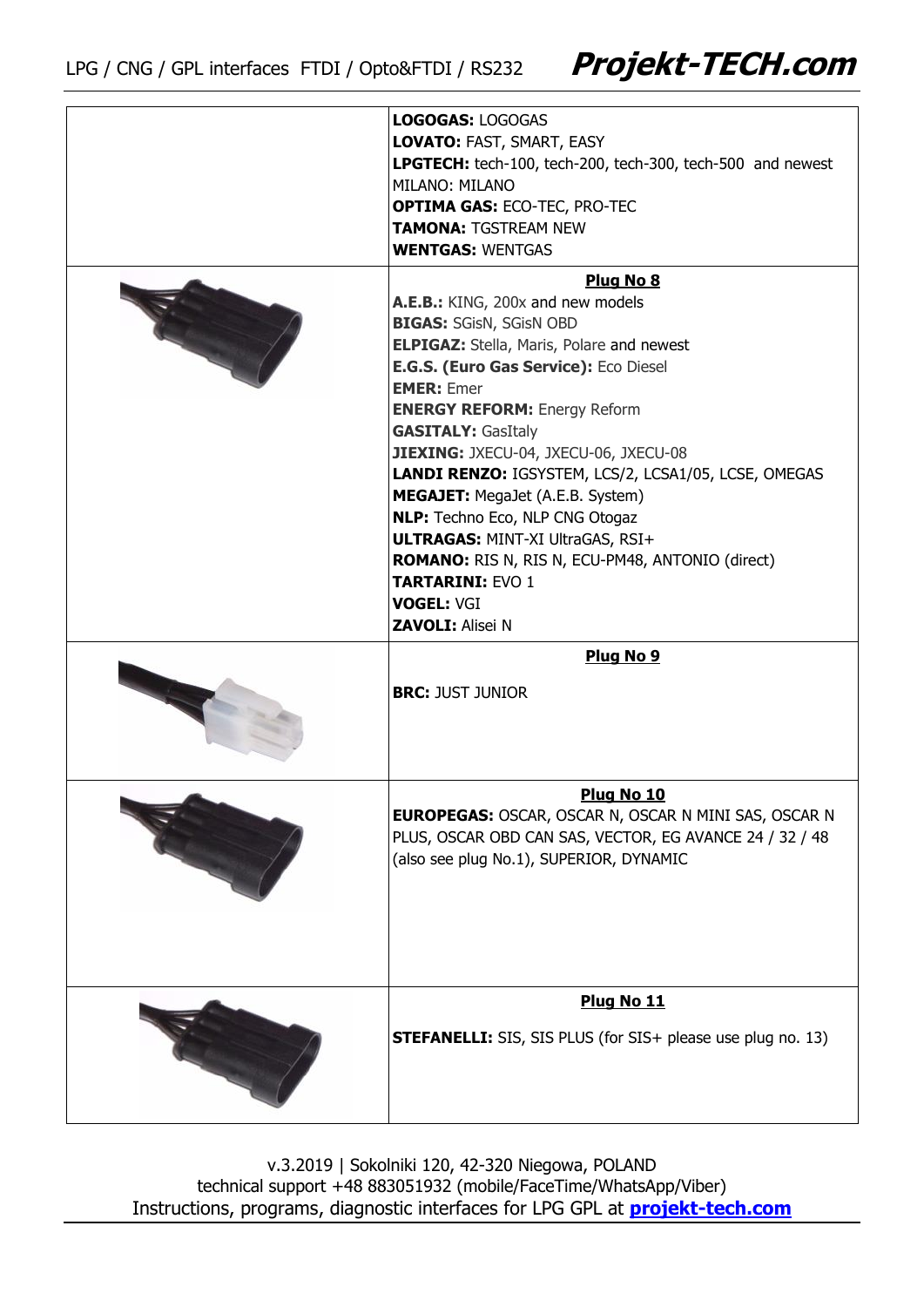| | |
|---|---|
| | **LOGOGAS:** LOGOGAS<br>**LOVATO:** FAST, SMART, EASY<br>**LPGTECH:** tech-100, tech-200, tech-300, tech-500 and newest<br>MILANO: MILANO<br>**OPTIMA GAS:** ECO-TEC, PRO-TEC<br>**TAMONA:** TGSTREAM NEW<br>**WENTGAS:** WENTGAS |
| | **Plug No 8**<br>**A.E.B.:** KING, 200x and new models<br>**BIGAS:** SGisN, SGisN OBD<br>**ELPIGAZ:** Stella, Maris, Polare and newest<br>**E.G.S. (Euro Gas Service):** Eco Diesel<br>**EMER:** Emer<br>**ENERGY REFORM:** Energy Reform<br>**GASITALY:** GasItaly<br>**JIEXING:** JXECU-04, JXECU-06, JXECU-08<br>**LANDI RENZO:** IGSYSTEM, LCS/2, LCSA1/05, LCSE, OMEGAS<br>**MEGAJET:** MegaJet (A.E.B. System)<br>**NLP:** Techno Eco, NLP CNG Otogaz<br>**ULTRAGAS:** MINT-XI UltraGAS, RSI+<br>**ROMANO:** RIS N, RIS N, ECU-PM48, ANTONIO (direct)<br>**TARTARINI:** EVO 1<br>**VOGEL:** VGI<br>**ZAVOLI:** Alisei N |
| | **Plug No 9**<br>**BRC:** JUST JUNIOR |
| | **Plug No 10**<br>**EUROPEGAS:** OSCAR, OSCAR N, OSCAR N MINI SAS, OSCAR N PLUS, OSCAR OBD CAN SAS, VECTOR, EG AVANCE 24 / 32 / 48 (also see plug No.1), SUPERIOR, DYNAMIC |
| | **Plug No 11**<br>**STEFANELLI:** SIS, SIS PLUS (for SIS+ please use plug no. 13) |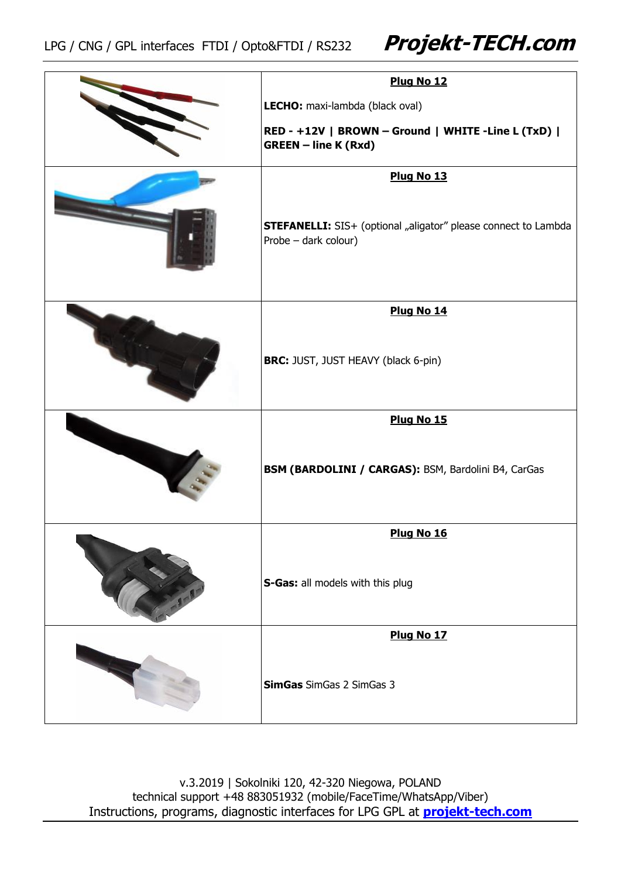| | |
|---|---|
| | **Plug No 12**<br><br>**LECHO:** maxi-lambda (black oval)<br><br>**RED - +12V \| BROWN – Ground \| WHITE -Line L (TxD) \| GREEN – line K (Rxd)** |
| | **Plug No 13**<br><br>**STEFANELLI:** SIS+ (optional „aligator" please connect to Lambda Probe – dark colour) |
| | **Plug No 14**<br><br>**BRC:** JUST, JUST HEAVY (black 6-pin) |
| | **Plug No 15**<br><br>**BSM (BARDOLINI / CARGAS):** BSM, Bardolini B4, CarGas |
| | **Plug No 16**<br><br>**S-Gas:** all models with this plug |
| | **Plug No 17**<br><br>**SimGas** SimGas 2 SimGas 3 |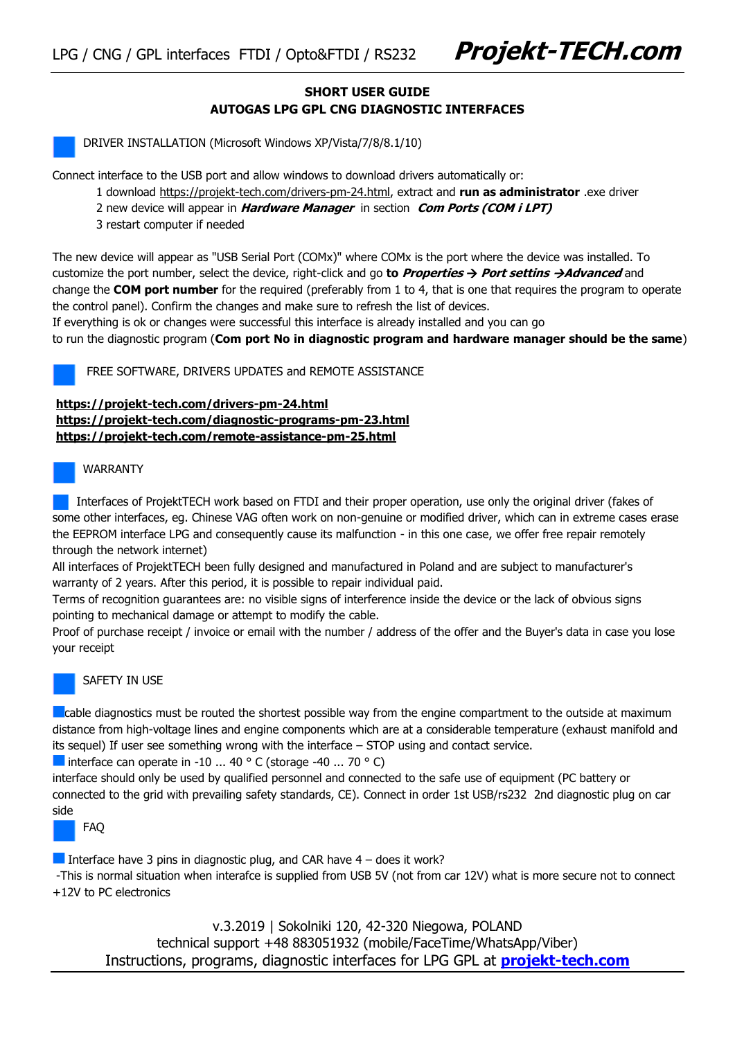# SHORT USER GUIDE
# AUTOGAS LPG GPL CNG DIAGNOSTIC INTERFACES

## DRIVER INSTALLATION (Microsoft Windows XP/Vista/7/8/8.1/10)

Connect interface to the USB port and allow windows to download drivers automatically or:

1 download https://projekt-tech.com/drivers-pm-24.html, extract and **run as administrator** .exe driver
2 new device will appear in ***Hardware Manager*** in section ***Com Ports (COM i LPT)***
3 restart computer if needed

The new device will appear as "USB Serial Port (COMx)" where COMx is the port where the device was installed. To customize the port number, select the device, right-click and go **to *Properties* → *Port settins* →*Advanced*** and change the **COM port number** for the required (preferably from 1 to 4, that is one that requires the program to operate the control panel). Confirm the changes and make sure to refresh the list of devices.
If everything is ok or changes were successful this interface is already installed and you can go to run the diagnostic program (**Com port No in diagnostic program and hardware manager should be the same**)

## FREE SOFTWARE, DRIVERS UPDATES and REMOTE ASSISTANCE

**https://projekt-tech.com/drivers-pm-24.html**
**https://projekt-tech.com/diagnostic-programs-pm-23.html**
**https://projekt-tech.com/remote-assistance-pm-25.html**

## WARRANTY

Interfaces of ProjektTECH work based on FTDI and their proper operation, use only the original driver (fakes of some other interfaces, eg. Chinese VAG often work on non-genuine or modified driver, which can in extreme cases erase the EEPROM interface LPG and consequently cause its malfunction - in this one case, we offer free repair remotely through the network internet)
All interfaces of ProjektTECH been fully designed and manufactured in Poland and are subject to manufacturer's warranty of 2 years. After this period, it is possible to repair individual paid.
Terms of recognition guarantees are: no visible signs of interference inside the device or the lack of obvious signs pointing to mechanical damage or attempt to modify the cable.
Proof of purchase receipt / invoice or email with the number / address of the offer and the Buyer's data in case you lose your receipt

## SAFETY IN USE

cable diagnostics must be routed the shortest possible way from the engine compartment to the outside at maximum distance from high-voltage lines and engine components which are at a considerable temperature (exhaust manifold and its sequel) If user see something wrong with the interface – STOP using and contact service.
interface can operate in -10 ... 40 ° C (storage -40 ... 70 ° C)
interface should only be used by qualified personnel and connected to the safe use of equipment (PC battery or connected to the grid with prevailing safety standards, CE). Connect in order 1st USB/rs232 2nd diagnostic plug on car side

## FAQ

Interface have 3 pins in diagnostic plug, and CAR have 4 – does it work?
-This is normal situation when interafce is supplied from USB 5V (not from car 12V) what is more secure not to connect +12V to PC electronics

v.3.2019 | Sokolniki 120, 42-320 Niegowa, POLAND
technical support +48 883051932 (mobile/FaceTime/WhatsApp/Viber)
Instructions, programs, diagnostic interfaces for LPG GPL at **projekt-tech.com**